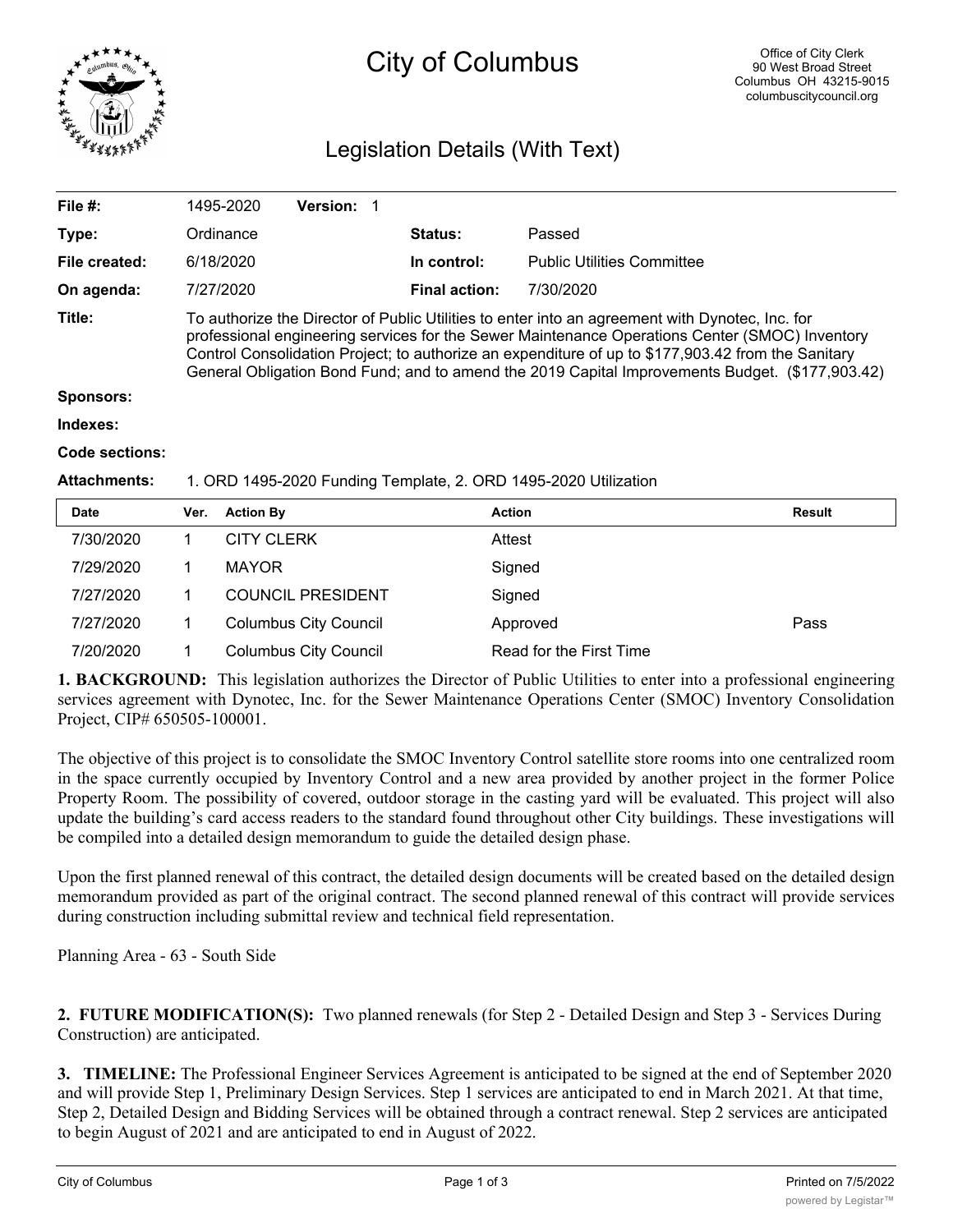# City of Columbus

Office of City Clerk
90 West Broad Street
Columbus OH 43215-9015
columbuscitycouncil.org

## Legislation Details (With Text)

| | | | |
|---|---|---|---|
| **File #:** | 1495-2020 **Version:** 1 | | |
| **Type:** | Ordinance | **Status:** | Passed |
| **File created:** | 6/18/2020 | **In control:** | Public Utilities Committee |
| **On agenda:** | 7/27/2020 | **Final action:** | 7/30/2020 |

**Title:** To authorize the Director of Public Utilities to enter into an agreement with Dynotec, Inc. for professional engineering services for the Sewer Maintenance Operations Center (SMOC) Inventory Control Consolidation Project; to authorize an expenditure of up to $177,903.42 from the Sanitary General Obligation Bond Fund; and to amend the 2019 Capital Improvements Budget. ($177,903.42)

**Sponsors:**

**Indexes:**

**Code sections:**

**Attachments:** 1. ORD 1495-2020 Funding Template, 2. ORD 1495-2020 Utilization

| Date | Ver. | Action By | Action | Result |
|---|---|---|---|---|
| 7/30/2020 | 1 | CITY CLERK | Attest | |
| 7/29/2020 | 1 | MAYOR | Signed | |
| 7/27/2020 | 1 | COUNCIL PRESIDENT | Signed | |
| 7/27/2020 | 1 | Columbus City Council | Approved | Pass |
| 7/20/2020 | 1 | Columbus City Council | Read for the First Time | |

**1. BACKGROUND:** This legislation authorizes the Director of Public Utilities to enter into a professional engineering services agreement with Dynotec, Inc. for the Sewer Maintenance Operations Center (SMOC) Inventory Consolidation Project, CIP# 650505-100001.

The objective of this project is to consolidate the SMOC Inventory Control satellite store rooms into one centralized room in the space currently occupied by Inventory Control and a new area provided by another project in the former Police Property Room. The possibility of covered, outdoor storage in the casting yard will be evaluated. This project will also update the building's card access readers to the standard found throughout other City buildings. These investigations will be compiled into a detailed design memorandum to guide the detailed design phase.

Upon the first planned renewal of this contract, the detailed design documents will be created based on the detailed design memorandum provided as part of the original contract. The second planned renewal of this contract will provide services during construction including submittal review and technical field representation.

Planning Area - 63 - South Side

**2. FUTURE MODIFICATION(S):** Two planned renewals (for Step 2 - Detailed Design and Step 3 - Services During Construction) are anticipated.

**3. TIMELINE:** The Professional Engineer Services Agreement is anticipated to be signed at the end of September 2020 and will provide Step 1, Preliminary Design Services. Step 1 services are anticipated to end in March 2021. At that time, Step 2, Detailed Design and Bidding Services will be obtained through a contract renewal. Step 2 services are anticipated to begin August of 2021 and are anticipated to end in August of 2022.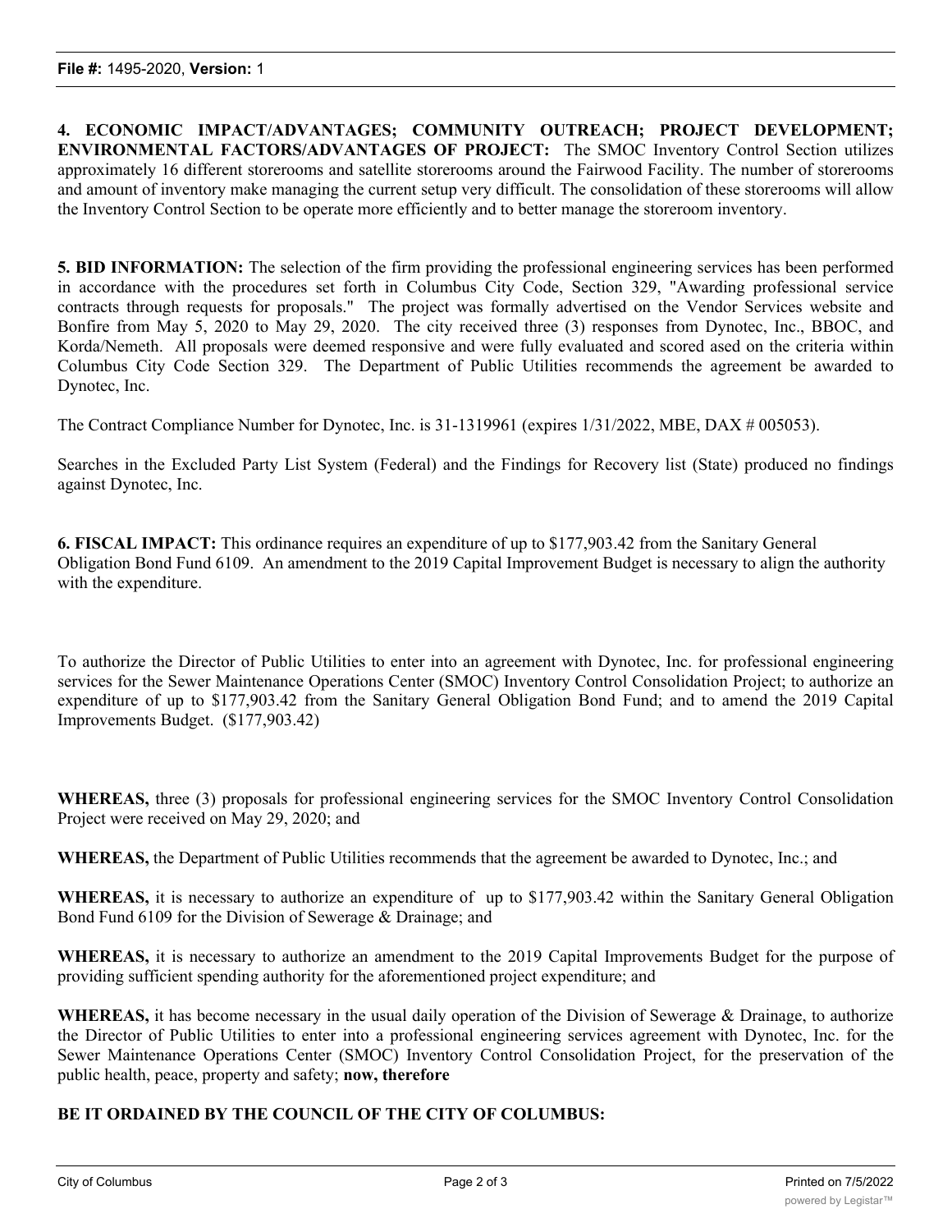**4. ECONOMIC IMPACT/ADVANTAGES; COMMUNITY OUTREACH; PROJECT DEVELOPMENT; ENVIRONMENTAL FACTORS/ADVANTAGES OF PROJECT:** The SMOC Inventory Control Section utilizes approximately 16 different storerooms and satellite storerooms around the Fairwood Facility. The number of storerooms and amount of inventory make managing the current setup very difficult. The consolidation of these storerooms will allow the Inventory Control Section to be operate more efficiently and to better manage the storeroom inventory.

**5. BID INFORMATION:** The selection of the firm providing the professional engineering services has been performed in accordance with the procedures set forth in Columbus City Code, Section 329, "Awarding professional service contracts through requests for proposals." The project was formally advertised on the Vendor Services website and Bonfire from May 5, 2020 to May 29, 2020. The city received three (3) responses from Dynotec, Inc., BBOC, and Korda/Nemeth. All proposals were deemed responsive and were fully evaluated and scored ased on the criteria within Columbus City Code Section 329. The Department of Public Utilities recommends the agreement be awarded to Dynotec, Inc.

The Contract Compliance Number for Dynotec, Inc. is 31-1319961 (expires 1/31/2022, MBE, DAX # 005053).

Searches in the Excluded Party List System (Federal) and the Findings for Recovery list (State) produced no findings against Dynotec, Inc.

**6. FISCAL IMPACT:** This ordinance requires an expenditure of up to $177,903.42 from the Sanitary General Obligation Bond Fund 6109. An amendment to the 2019 Capital Improvement Budget is necessary to align the authority with the expenditure.

To authorize the Director of Public Utilities to enter into an agreement with Dynotec, Inc. for professional engineering services for the Sewer Maintenance Operations Center (SMOC) Inventory Control Consolidation Project; to authorize an expenditure of up to $177,903.42 from the Sanitary General Obligation Bond Fund; and to amend the 2019 Capital Improvements Budget. ($177,903.42)

**WHEREAS,** three (3) proposals for professional engineering services for the SMOC Inventory Control Consolidation Project were received on May 29, 2020; and

**WHEREAS,** the Department of Public Utilities recommends that the agreement be awarded to Dynotec, Inc.; and

**WHEREAS,** it is necessary to authorize an expenditure of up to $177,903.42 within the Sanitary General Obligation Bond Fund 6109 for the Division of Sewerage & Drainage; and

**WHEREAS,** it is necessary to authorize an amendment to the 2019 Capital Improvements Budget for the purpose of providing sufficient spending authority for the aforementioned project expenditure; and

**WHEREAS,** it has become necessary in the usual daily operation of the Division of Sewerage & Drainage, to authorize the Director of Public Utilities to enter into a professional engineering services agreement with Dynotec, Inc. for the Sewer Maintenance Operations Center (SMOC) Inventory Control Consolidation Project, for the preservation of the public health, peace, property and safety; **now, therefore**

**BE IT ORDAINED BY THE COUNCIL OF THE CITY OF COLUMBUS:**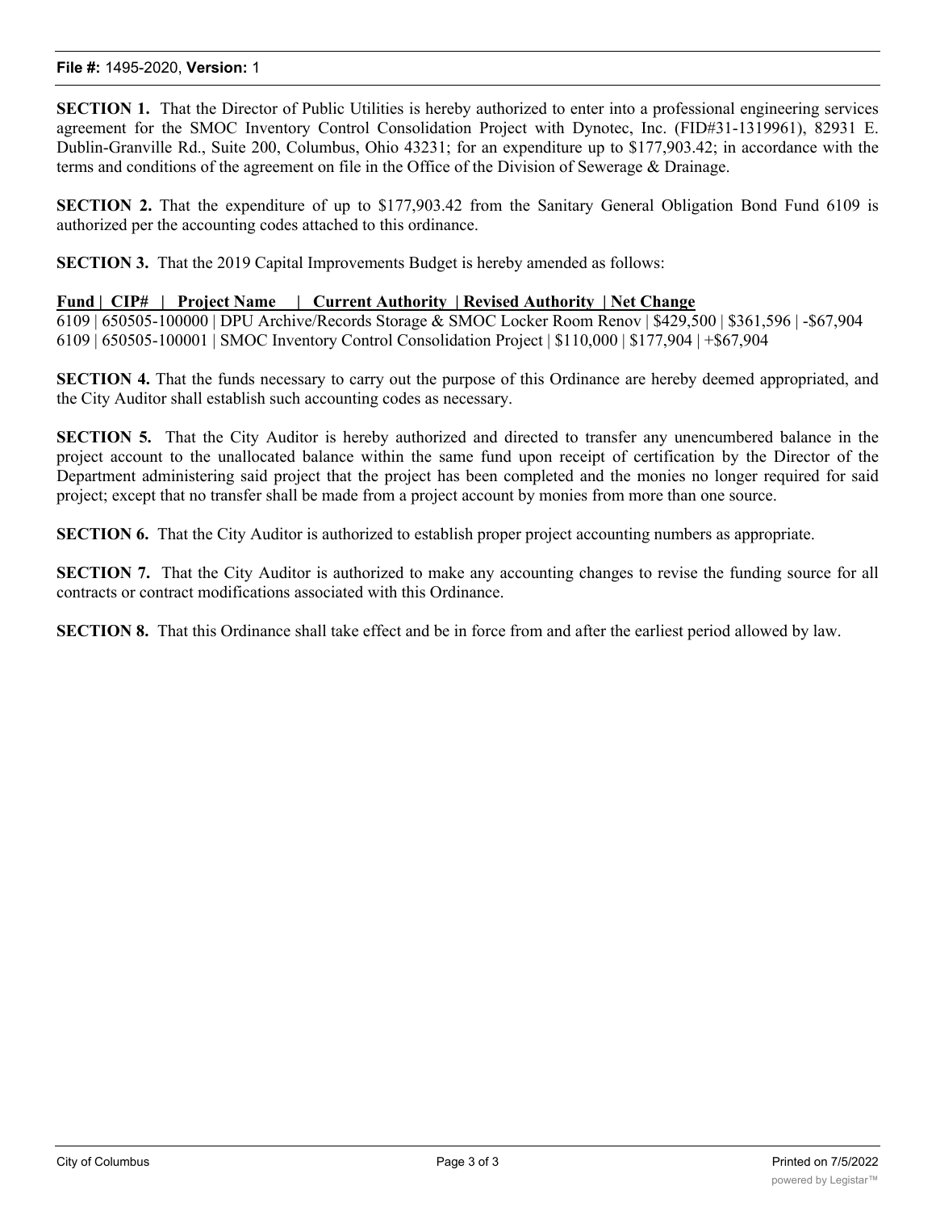**SECTION 1.** That the Director of Public Utilities is hereby authorized to enter into a professional engineering services agreement for the SMOC Inventory Control Consolidation Project with Dynotec, Inc. (FID#31-1319961), 82931 E. Dublin-Granville Rd., Suite 200, Columbus, Ohio 43231; for an expenditure up to $177,903.42; in accordance with the terms and conditions of the agreement on file in the Office of the Division of Sewerage & Drainage.

**SECTION 2.** That the expenditure of up to $177,903.42 from the Sanitary General Obligation Bond Fund 6109 is authorized per the accounting codes attached to this ordinance.

**SECTION 3.** That the 2019 Capital Improvements Budget is hereby amended as follows:

| Fund | CIP# | Project Name | Current Authority | Revised Authority | Net Change |
|---|---|---|---|---|---|
| 6109 | 650505-100000 | DPU Archive/Records Storage & SMOC Locker Room Renov | $429,500 | $361,596 | -$67,904 |
| 6109 | 650505-100001 | SMOC Inventory Control Consolidation Project | $110,000 | $177,904 | +$67,904 |

**SECTION 4.** That the funds necessary to carry out the purpose of this Ordinance are hereby deemed appropriated, and the City Auditor shall establish such accounting codes as necessary.

**SECTION 5.** That the City Auditor is hereby authorized and directed to transfer any unencumbered balance in the project account to the unallocated balance within the same fund upon receipt of certification by the Director of the Department administering said project that the project has been completed and the monies no longer required for said project; except that no transfer shall be made from a project account by monies from more than one source.

**SECTION 6.** That the City Auditor is authorized to establish proper project accounting numbers as appropriate.

**SECTION 7.** That the City Auditor is authorized to make any accounting changes to revise the funding source for all contracts or contract modifications associated with this Ordinance.

**SECTION 8.** That this Ordinance shall take effect and be in force from and after the earliest period allowed by law.